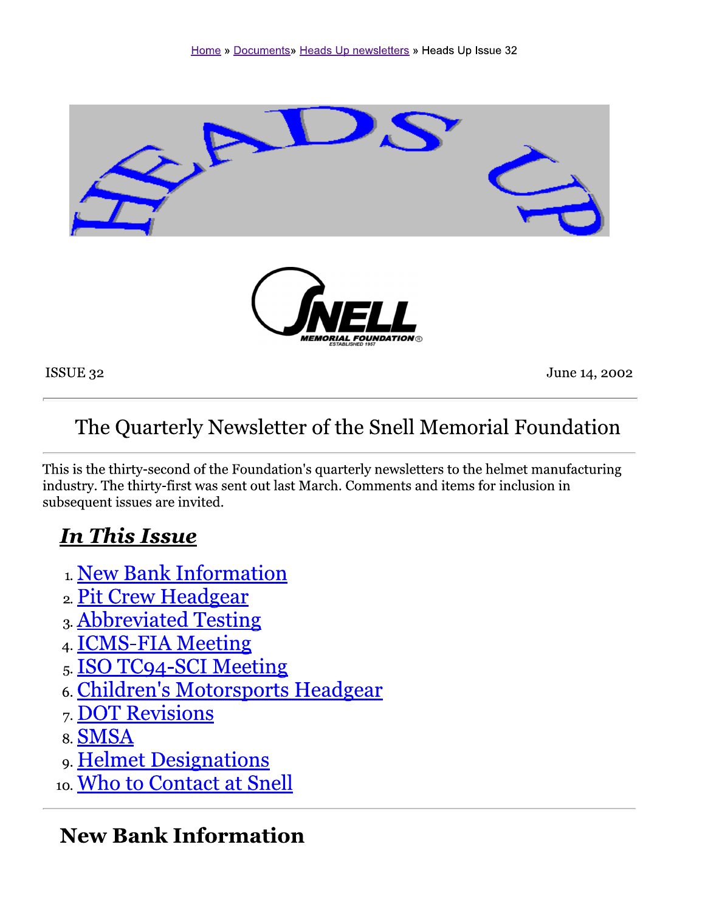Home » Documents» Heads Up newsletters » Heads Up Issue 32

ISSUE 32 June 14, 2002

## The Quarterly Newsletter of the Snell Memorial Foundation

This is the thirty-second of the Foundation's quarterly newsletters to the helmet manufacturing industry. The thirty-first was sent out last March. Comments and items for inclusion in subsequent issues are invited.

## *In This Issue*

1. New Bank Information
2. Pit Crew Headgear
3. Abbreviated Testing
4. ICMS-FIA Meeting
5. ISO TC94-SCI Meeting
6. Children's Motorsports Headgear
7. DOT Revisions
8. SMSA
9. Helmet Designations
10. Who to Contact at Snell

## New Bank Information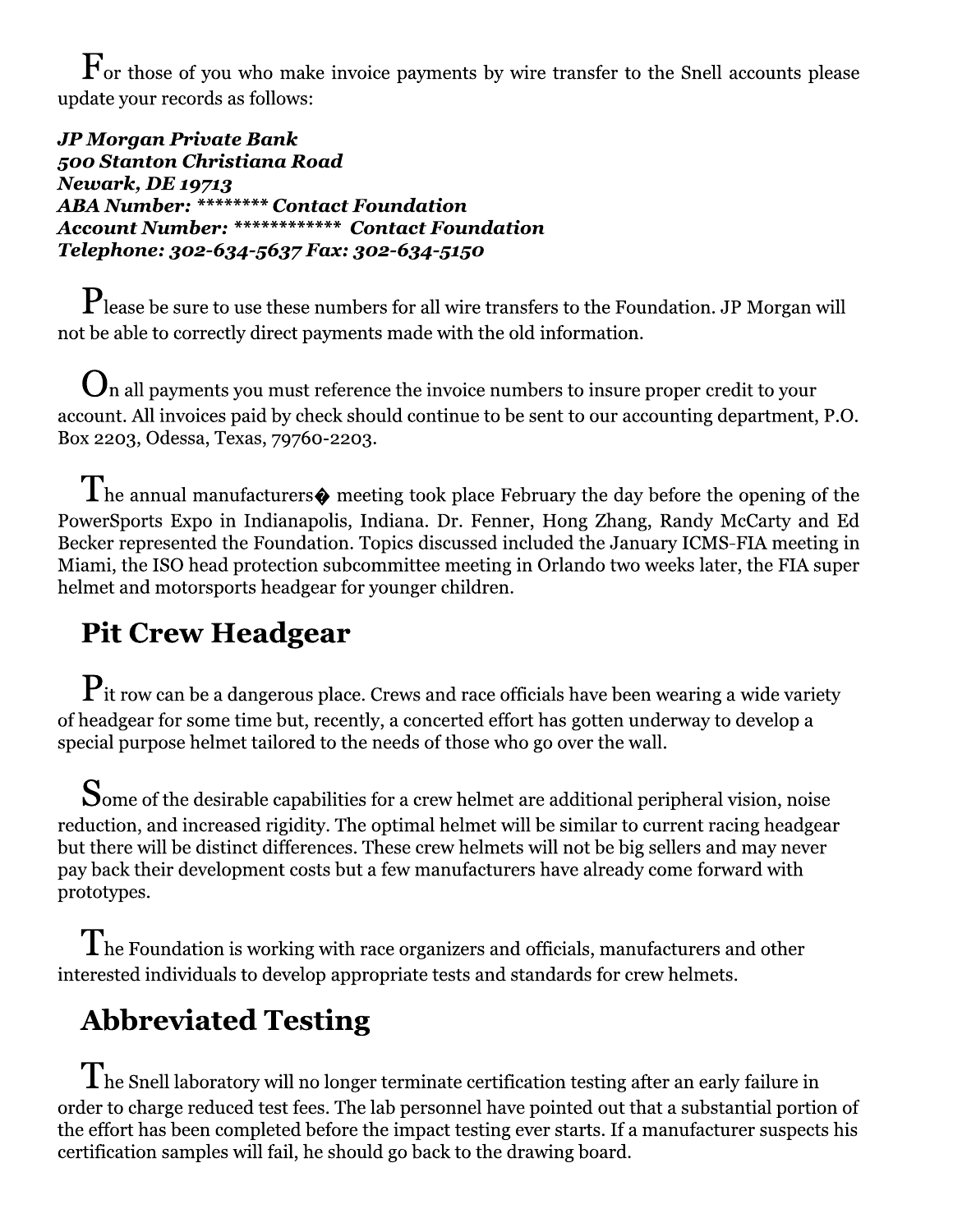For those of you who make invoice payments by wire transfer to the Snell accounts please update your records as follows:

***JP Morgan Private Bank***
***500 Stanton Christiana Road***
***Newark, DE 19713***
***ABA Number: ******** Contact Foundation***
***Account Number: ************ Contact Foundation***
***Telephone: 302-634-5637 Fax: 302-634-5150***

Please be sure to use these numbers for all wire transfers to the Foundation. JP Morgan will not be able to correctly direct payments made with the old information.

On all payments you must reference the invoice numbers to insure proper credit to your account. All invoices paid by check should continue to be sent to our accounting department, P.O. Box 2203, Odessa, Texas, 79760-2203.

The annual manufacturers� meeting took place February the day before the opening of the PowerSports Expo in Indianapolis, Indiana. Dr. Fenner, Hong Zhang, Randy McCarty and Ed Becker represented the Foundation. Topics discussed included the January ICMS-FIA meeting in Miami, the ISO head protection subcommittee meeting in Orlando two weeks later, the FIA super helmet and motorsports headgear for younger children.

## Pit Crew Headgear

Pit row can be a dangerous place. Crews and race officials have been wearing a wide variety of headgear for some time but, recently, a concerted effort has gotten underway to develop a special purpose helmet tailored to the needs of those who go over the wall.

Some of the desirable capabilities for a crew helmet are additional peripheral vision, noise reduction, and increased rigidity. The optimal helmet will be similar to current racing headgear but there will be distinct differences. These crew helmets will not be big sellers and may never pay back their development costs but a few manufacturers have already come forward with prototypes.

The Foundation is working with race organizers and officials, manufacturers and other interested individuals to develop appropriate tests and standards for crew helmets.

## Abbreviated Testing

The Snell laboratory will no longer terminate certification testing after an early failure in order to charge reduced test fees. The lab personnel have pointed out that a substantial portion of the effort has been completed before the impact testing ever starts. If a manufacturer suspects his certification samples will fail, he should go back to the drawing board.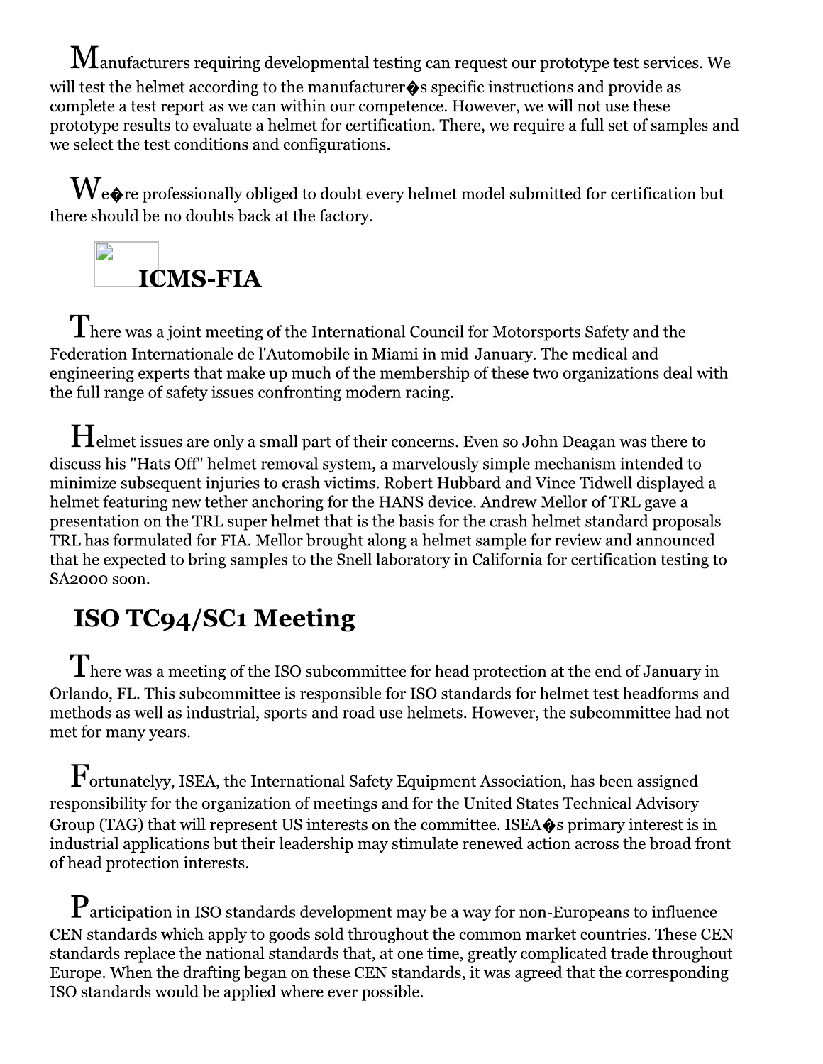Manufacturers requiring developmental testing can request our prototype test services. We will test the helmet according to the manufacturer�s specific instructions and provide as complete a test report as we can within our competence. However, we will not use these prototype results to evaluate a helmet for certification. There, we require a full set of samples and we select the test conditions and configurations.

We�re professionally obliged to doubt every helmet model submitted for certification but there should be no doubts back at the factory.

## ICMS-FIA

There was a joint meeting of the International Council for Motorsports Safety and the Federation Internationale de l'Automobile in Miami in mid-January. The medical and engineering experts that make up much of the membership of these two organizations deal with the full range of safety issues confronting modern racing.

Helmet issues are only a small part of their concerns. Even so John Deagan was there to discuss his "Hats Off" helmet removal system, a marvelously simple mechanism intended to minimize subsequent injuries to crash victims. Robert Hubbard and Vince Tidwell displayed a helmet featuring new tether anchoring for the HANS device. Andrew Mellor of TRL gave a presentation on the TRL super helmet that is the basis for the crash helmet standard proposals TRL has formulated for FIA. Mellor brought along a helmet sample for review and announced that he expected to bring samples to the Snell laboratory in California for certification testing to SA2000 soon.

## ISO TC94/SC1 Meeting

There was a meeting of the ISO subcommittee for head protection at the end of January in Orlando, FL. This subcommittee is responsible for ISO standards for helmet test headforms and methods as well as industrial, sports and road use helmets. However, the subcommittee had not met for many years.

Fortunatelyy, ISEA, the International Safety Equipment Association, has been assigned responsibility for the organization of meetings and for the United States Technical Advisory Group (TAG) that will represent US interests on the committee. ISEA�s primary interest is in industrial applications but their leadership may stimulate renewed action across the broad front of head protection interests.

Participation in ISO standards development may be a way for non-Europeans to influence CEN standards which apply to goods sold throughout the common market countries. These CEN standards replace the national standards that, at one time, greatly complicated trade throughout Europe. When the drafting began on these CEN standards, it was agreed that the corresponding ISO standards would be applied where ever possible.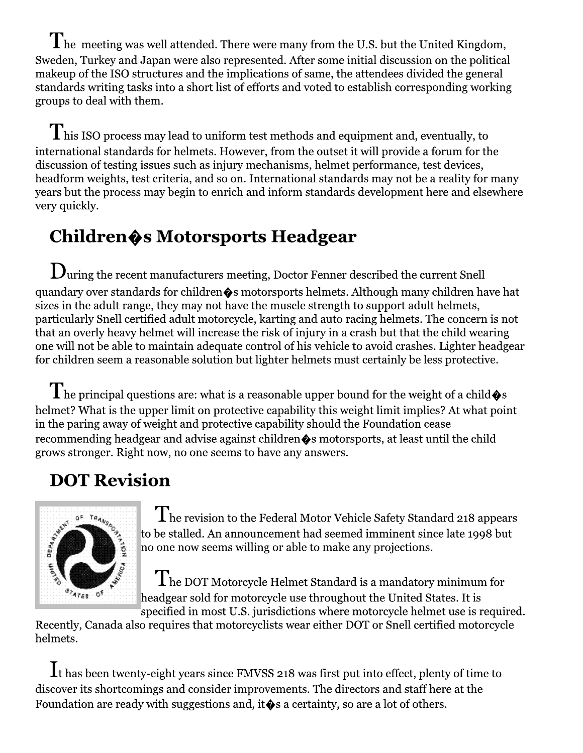The meeting was well attended. There were many from the U.S. but the United Kingdom, Sweden, Turkey and Japan were also represented. After some initial discussion on the political makeup of the ISO structures and the implications of same, the attendees divided the general standards writing tasks into a short list of efforts and voted to establish corresponding working groups to deal with them.

This ISO process may lead to uniform test methods and equipment and, eventually, to international standards for helmets. However, from the outset it will provide a forum for the discussion of testing issues such as injury mechanisms, helmet performance, test devices, headform weights, test criteria, and so on. International standards may not be a reality for many years but the process may begin to enrich and inform standards development here and elsewhere very quickly.

## Children�s Motorsports Headgear

During the recent manufacturers meeting, Doctor Fenner described the current Snell quandary over standards for children�s motorsports helmets. Although many children have hat sizes in the adult range, they may not have the muscle strength to support adult helmets, particularly Snell certified adult motorcycle, karting and auto racing helmets. The concern is not that an overly heavy helmet will increase the risk of injury in a crash but that the child wearing one will not be able to maintain adequate control of his vehicle to avoid crashes. Lighter headgear for children seem a reasonable solution but lighter helmets must certainly be less protective.

The principal questions are: what is a reasonable upper bound for the weight of a child�s helmet? What is the upper limit on protective capability this weight limit implies? At what point in the paring away of weight and protective capability should the Foundation cease recommending headgear and advise against children�s motorsports, at least until the child grows stronger. Right now, no one seems to have any answers.

## DOT Revision

The revision to the Federal Motor Vehicle Safety Standard 218 appears to be stalled. An announcement had seemed imminent since late 1998 but no one now seems willing or able to make any projections.

The DOT Motorcycle Helmet Standard is a mandatory minimum for headgear sold for motorcycle use throughout the United States. It is specified in most U.S. jurisdictions where motorcycle helmet use is required. Recently, Canada also requires that motorcyclists wear either DOT or Snell certified motorcycle helmets.

It has been twenty-eight years since FMVSS 218 was first put into effect, plenty of time to discover its shortcomings and consider improvements. The directors and staff here at the Foundation are ready with suggestions and, it�s a certainty, so are a lot of others.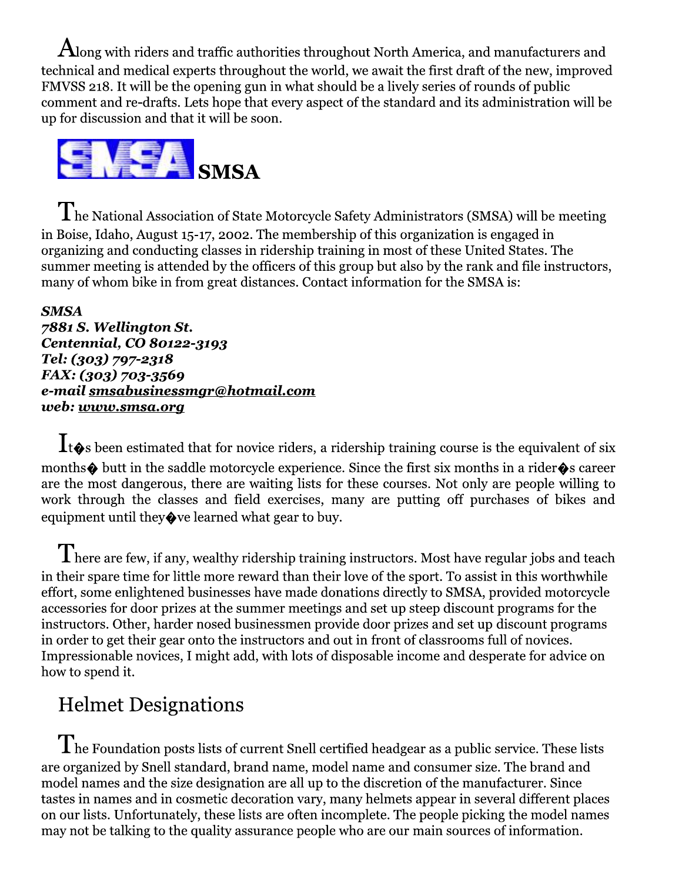Along with riders and traffic authorities throughout North America, and manufacturers and technical and medical experts throughout the world, we await the first draft of the new, improved FMVSS 218. It will be the opening gun in what should be a lively series of rounds of public comment and re-drafts. Lets hope that every aspect of the standard and its administration will be up for discussion and that it will be soon.

## SMSA

The National Association of State Motorcycle Safety Administrators (SMSA) will be meeting in Boise, Idaho, August 15-17, 2002. The membership of this organization is engaged in organizing and conducting classes in ridership training in most of these United States. The summer meeting is attended by the officers of this group but also by the rank and file instructors, many of whom bike in from great distances. Contact information for the SMSA is:

***SMSA***
***7881 S. Wellington St.***
***Centennial, CO 80122-3193***
***Tel: (303) 797-2318***
***FAX: (303) 703-3569***
***e-mail smsabusinessmgr@hotmail.com***
***web: www.smsa.org***

It�s been estimated that for novice riders, a ridership training course is the equivalent of six months� butt in the saddle motorcycle experience. Since the first six months in a rider�s career are the most dangerous, there are waiting lists for these courses. Not only are people willing to work through the classes and field exercises, many are putting off purchases of bikes and equipment until they�ve learned what gear to buy.

There are few, if any, wealthy ridership training instructors. Most have regular jobs and teach in their spare time for little more reward than their love of the sport. To assist in this worthwhile effort, some enlightened businesses have made donations directly to SMSA, provided motorcycle accessories for door prizes at the summer meetings and set up steep discount programs for the instructors. Other, harder nosed businessmen provide door prizes and set up discount programs in order to get their gear onto the instructors and out in front of classrooms full of novices. Impressionable novices, I might add, with lots of disposable income and desperate for advice on how to spend it.

## Helmet Designations

The Foundation posts lists of current Snell certified headgear as a public service. These lists are organized by Snell standard, brand name, model name and consumer size. The brand and model names and the size designation are all up to the discretion of the manufacturer. Since tastes in names and in cosmetic decoration vary, many helmets appear in several different places on our lists. Unfortunately, these lists are often incomplete. The people picking the model names may not be talking to the quality assurance people who are our main sources of information.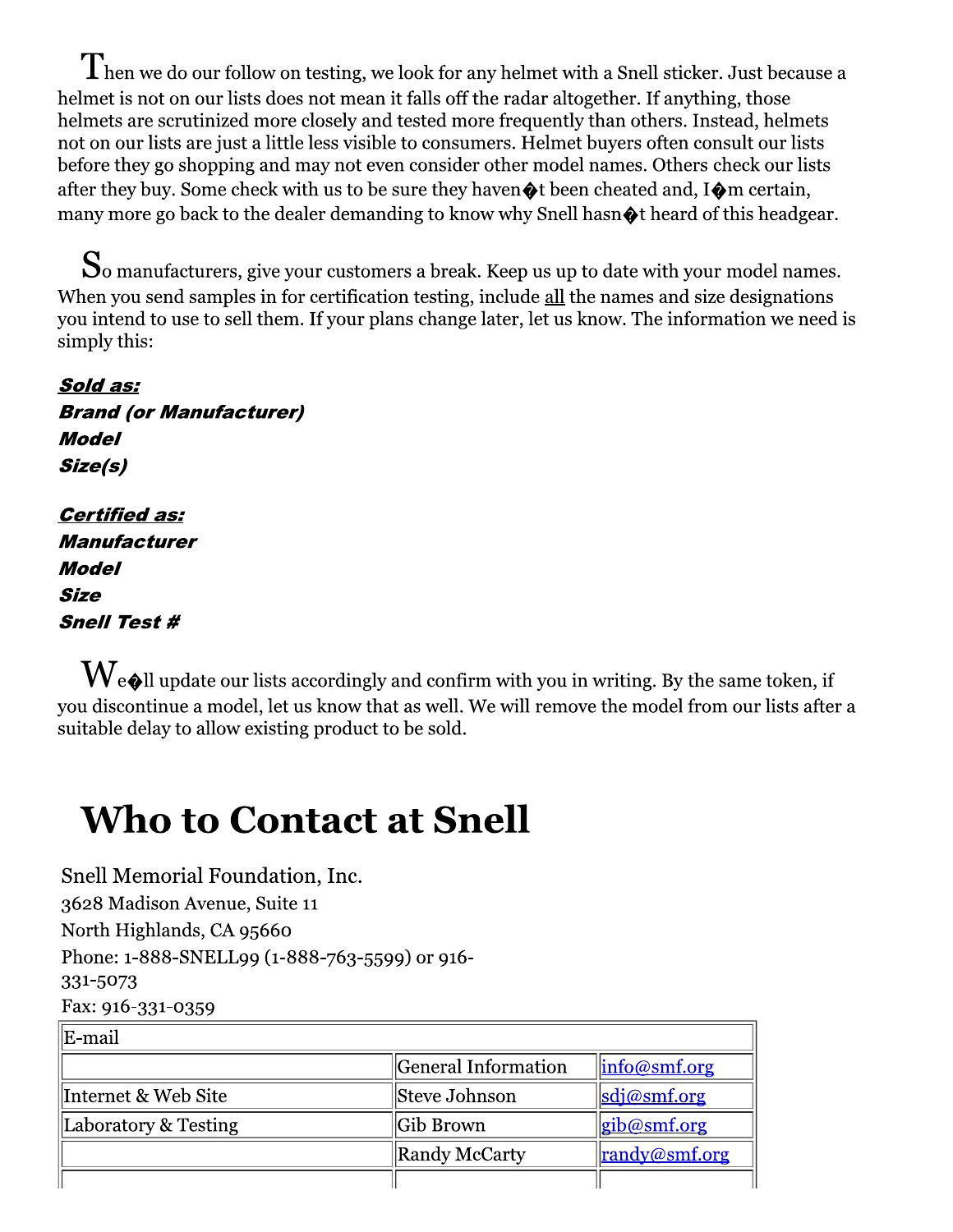Then we do our follow on testing, we look for any helmet with a Snell sticker. Just because a helmet is not on our lists does not mean it falls off the radar altogether. If anything, those helmets are scrutinized more closely and tested more frequently than others. Instead, helmets not on our lists are just a little less visible to consumers. Helmet buyers often consult our lists before they go shopping and may not even consider other model names. Others check our lists after they buy. Some check with us to be sure they haven�t been cheated and, I�m certain, many more go back to the dealer demanding to know why Snell hasn�t heard of this headgear.

So manufacturers, give your customers a break. Keep us up to date with your model names. When you send samples in for certification testing, include all the names and size designations you intend to use to sell them. If your plans change later, let us know. The information we need is simply this:

***Sold as:***
***Brand (or Manufacturer)***
***Model***
***Size(s)***

***Certified as:***
***Manufacturer***
***Model***
***Size***
***Snell Test #***

We�ll update our lists accordingly and confirm with you in writing. By the same token, if you discontinue a model, let us know that as well. We will remove the model from our lists after a suitable delay to allow existing product to be sold.

# Who to Contact at Snell

Snell Memorial Foundation, Inc.
3628 Madison Avenue, Suite 11
North Highlands, CA 95660
Phone: 1-888-SNELL99 (1-888-763-5599) or 916-331-5073
Fax: 916-331-0359

| E-mail | | |
|---|---|---|
| | General Information | info@smf.org |
| Internet & Web Site | Steve Johnson | sdj@smf.org |
| Laboratory & Testing | Gib Brown | gib@smf.org |
| | Randy McCarty | randy@smf.org |
| | | |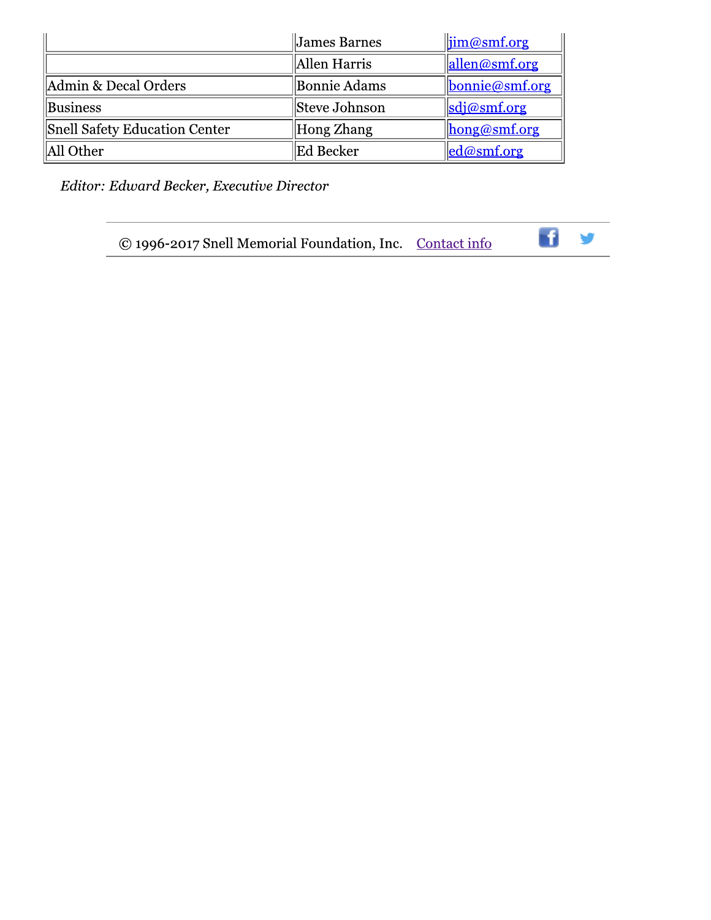| | | |
|---|---|---|
| | James Barnes | jim@smf.org |
| | Allen Harris | allen@smf.org |
| Admin & Decal Orders | Bonnie Adams | bonnie@smf.org |
| Business | Steve Johnson | sdj@smf.org |
| Snell Safety Education Center | Hong Zhang | hong@smf.org |
| All Other | Ed Becker | ed@smf.org |

*Editor: Edward Becker, Executive Director*

© 1996-2017 Snell Memorial Foundation, Inc. Contact info